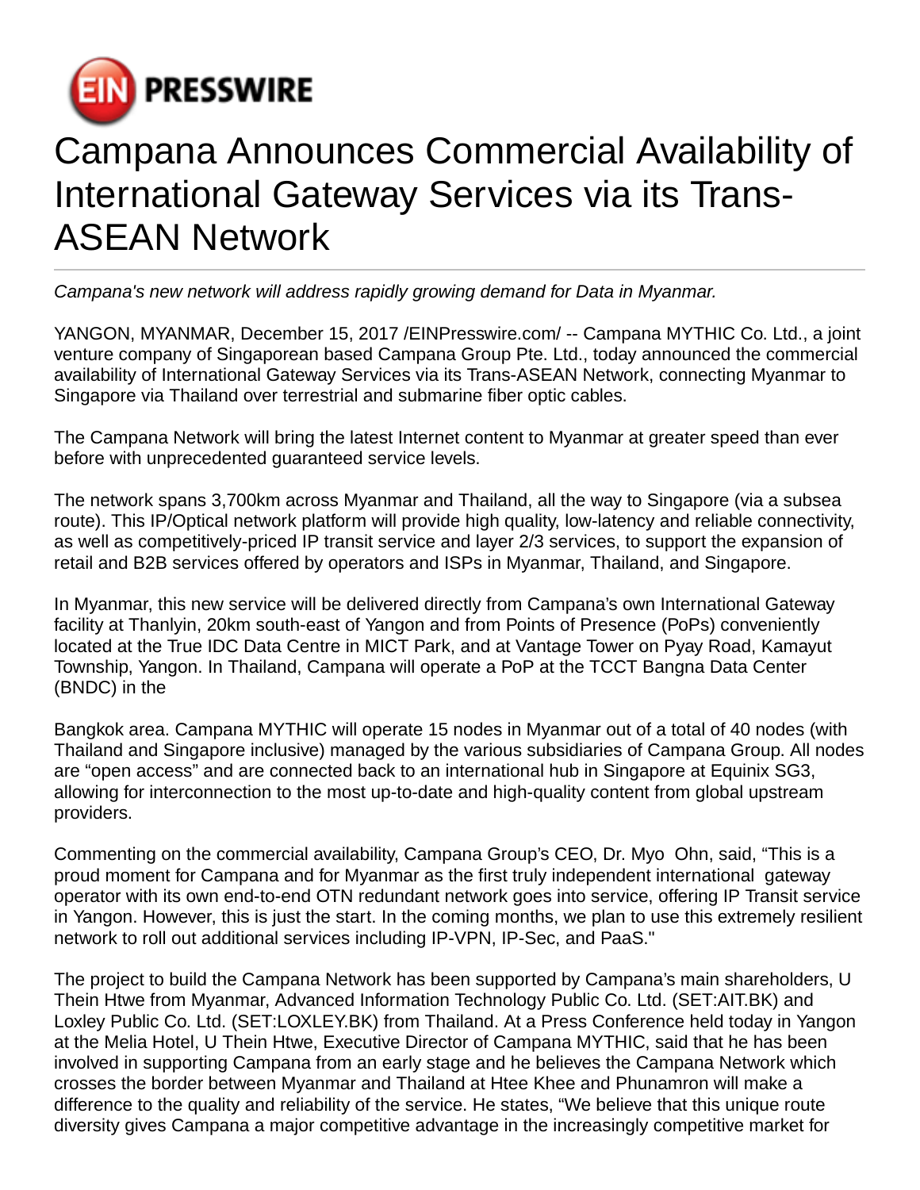# Campana Announces Commercial Availability of International Gateway Services via its Trans-ASEAN Network

*Campana's new network will address rapidly growing demand for Data in Myanmar.*

YANGON, MYANMAR, December 15, 2017 /EINPresswire.com/ -- Campana MYTHIC Co. Ltd., a joint venture company of Singaporean based Campana Group Pte. Ltd., today announced the commercial availability of International Gateway Services via its Trans-ASEAN Network, connecting Myanmar to Singapore via Thailand over terrestrial and submarine fiber optic cables.

The Campana Network will bring the latest Internet content to Myanmar at greater speed than ever before with unprecedented guaranteed service levels.

The network spans 3,700km across Myanmar and Thailand, all the way to Singapore (via a subsea route). This IP/Optical network platform will provide high quality, low-latency and reliable connectivity, as well as competitively-priced IP transit service and layer 2/3 services, to support the expansion of retail and B2B services offered by operators and ISPs in Myanmar, Thailand, and Singapore.

In Myanmar, this new service will be delivered directly from Campana's own International Gateway facility at Thanlyin, 20km south-east of Yangon and from Points of Presence (PoPs) conveniently located at the True IDC Data Centre in MICT Park, and at Vantage Tower on Pyay Road, Kamayut Township, Yangon. In Thailand, Campana will operate a PoP at the TCCT Bangna Data Center (BNDC) in the

Bangkok area. Campana MYTHIC will operate 15 nodes in Myanmar out of a total of 40 nodes (with Thailand and Singapore inclusive) managed by the various subsidiaries of Campana Group. All nodes are "open access" and are connected back to an international hub in Singapore at Equinix SG3, allowing for interconnection to the most up-to-date and high-quality content from global upstream providers.

Commenting on the commercial availability, Campana Group's CEO, Dr. Myo Ohn, said, "This is a proud moment for Campana and for Myanmar as the first truly independent international gateway operator with its own end-to-end OTN redundant network goes into service, offering IP Transit service in Yangon. However, this is just the start. In the coming months, we plan to use this extremely resilient network to roll out additional services including IP-VPN, IP-Sec, and PaaS."

The project to build the Campana Network has been supported by Campana's main shareholders, U Thein Htwe from Myanmar, Advanced Information Technology Public Co. Ltd. (SET:AIT.BK) and Loxley Public Co. Ltd. (SET:LOXLEY.BK) from Thailand. At a Press Conference held today in Yangon at the Melia Hotel, U Thein Htwe, Executive Director of Campana MYTHIC, said that he has been involved in supporting Campana from an early stage and he believes the Campana Network which crosses the border between Myanmar and Thailand at Htee Khee and Phunamron will make a difference to the quality and reliability of the service. He states, "We believe that this unique route diversity gives Campana a major competitive advantage in the increasingly competitive market for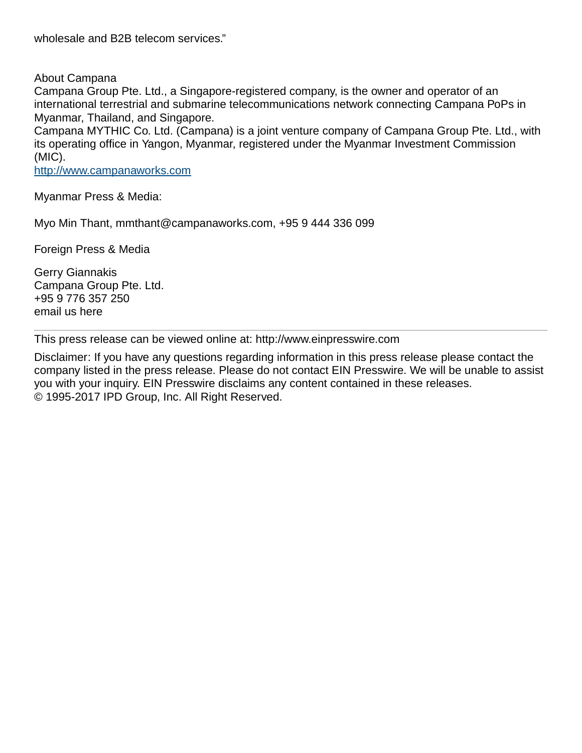wholesale and B2B telecom services."

About Campana

Campana Group Pte. Ltd., a Singapore-registered company, is the owner and operator of an international terrestrial and submarine telecommunications network connecting Campana PoPs in Myanmar, Thailand, and Singapore.

Campana MYTHIC Co. Ltd. (Campana) is a joint venture company of Campana Group Pte. Ltd., with its operating office in Yangon, Myanmar, registered under the Myanmar Investment Commission (MIC).

http://www.campanaworks.com

Myanmar Press & Media:

Myo Min Thant, mmthant@campanaworks.com, +95 9 444 336 099

Foreign Press & Media

Gerry Giannakis
Campana Group Pte. Ltd.
+95 9 776 357 250
email us here

---

This press release can be viewed online at: http://www.einpresswire.com

Disclaimer: If you have any questions regarding information in this press release please contact the company listed in the press release. Please do not contact EIN Presswire. We will be unable to assist you with your inquiry. EIN Presswire disclaims any content contained in these releases.
© 1995-2017 IPD Group, Inc. All Right Reserved.